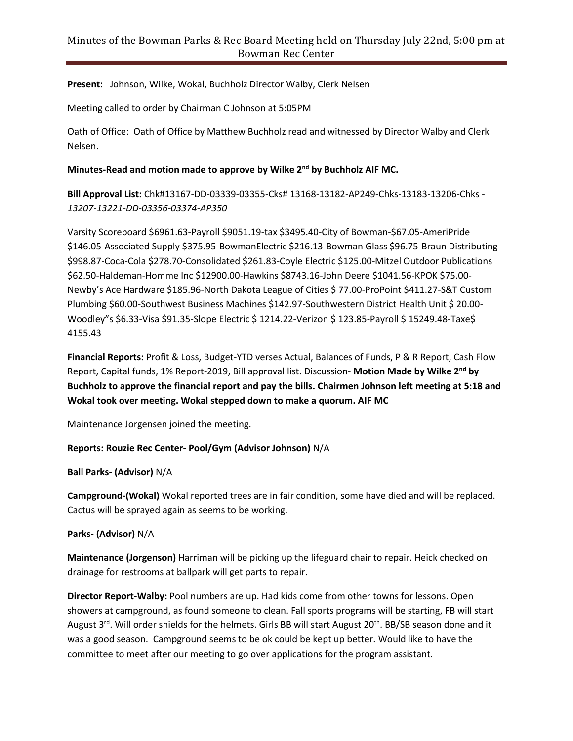# Minutes of the Bowman Parks & Rec Board Meeting held on Thursday July 22nd, 5:00 pm at Bowman Rec Center

**Present:** Johnson, Wilke, Wokal, Buchholz Director Walby, Clerk Nelsen

Meeting called to order by Chairman C Johnson at 5:05PM

Oath of Office: Oath of Office by Matthew Buchholz read and witnessed by Director Walby and Clerk Nelsen.

**Minutes-Read and motion made to approve by Wilke 2nd by Buchholz AIF MC.**

**Bill Approval List:** Chk#13167-DD-03339-03355-Cks# 13168-13182-AP249-Chks-13183-13206-Chks -*13207-13221-DD-03356-03374-AP350*

Varsity Scoreboard $6961.63-Payroll $9051.19-tax $3495.40-City of Bowman-$67.05-AmeriPride $146.05-Associated Supply $375.95-BowmanElectric $216.13-Bowman Glass $96.75-Braun Distributing $998.87-Coca-Cola $278.70-Consolidated $261.83-Coyle Electric $125.00-Mitzel Outdoor Publications $62.50-Haldeman-Homme Inc $12900.00-Hawkins $8743.16-John Deere $1041.56-KPOK $75.00-Newby's Ace Hardware $185.96-North Dakota League of Cities $ 77.00-ProPoint $411.27-S&T Custom Plumbing $60.00-Southwest Business Machines $142.97-Southwestern District Health Unit $ 20.00-Woodley"s $6.33-Visa $91.35-Slope Electric $ 1214.22-Verizon $ 123.85-Payroll $ 15249.48-Taxe$ 4155.43

**Financial Reports:** Profit & Loss, Budget-YTD verses Actual, Balances of Funds, P & R Report, Cash Flow Report, Capital funds, 1% Report-2019, Bill approval list. Discussion- **Motion Made by Wilke 2nd by Buchholz to approve the financial report and pay the bills. Chairmen Johnson left meeting at 5:18 and Wokal took over meeting. Wokal stepped down to make a quorum. AIF MC**

Maintenance Jorgensen joined the meeting.

**Reports: Rouzie Rec Center- Pool/Gym (Advisor Johnson)** N/A

**Ball Parks- (Advisor)** N/A

**Campground-(Wokal)** Wokal reported trees are in fair condition, some have died and will be replaced. Cactus will be sprayed again as seems to be working.

**Parks- (Advisor)** N/A

**Maintenance (Jorgenson)** Harriman will be picking up the lifeguard chair to repair. Heick checked on drainage for restrooms at ballpark will get parts to repair.

**Director Report-Walby:** Pool numbers are up. Had kids come from other towns for lessons. Open showers at campground, as found someone to clean. Fall sports programs will be starting, FB will start August 3rd. Will order shields for the helmets. Girls BB will start August 20th. BB/SB season done and it was a good season. Campground seems to be ok could be kept up better. Would like to have the committee to meet after our meeting to go over applications for the program assistant.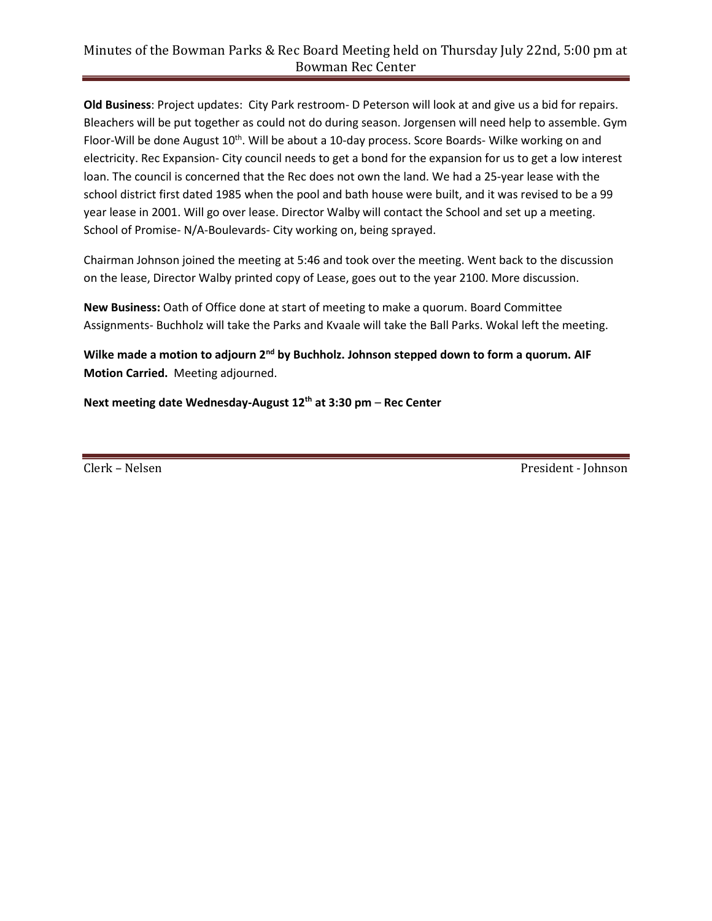Minutes of the Bowman Parks & Rec Board Meeting held on Thursday July 22nd, 5:00 pm at Bowman Rec Center

**Old Business**: Project updates: City Park restroom- D Peterson will look at and give us a bid for repairs. Bleachers will be put together as could not do during season. Jorgensen will need help to assemble. Gym Floor-Will be done August 10th. Will be about a 10-day process. Score Boards- Wilke working on and electricity. Rec Expansion- City council needs to get a bond for the expansion for us to get a low interest loan. The council is concerned that the Rec does not own the land. We had a 25-year lease with the school district first dated 1985 when the pool and bath house were built, and it was revised to be a 99 year lease in 2001. Will go over lease. Director Walby will contact the School and set up a meeting. School of Promise- N/A-Boulevards- City working on, being sprayed.

Chairman Johnson joined the meeting at 5:46 and took over the meeting. Went back to the discussion on the lease, Director Walby printed copy of Lease, goes out to the year 2100. More discussion.

**New Business:** Oath of Office done at start of meeting to make a quorum. Board Committee Assignments- Buchholz will take the Parks and Kvaale will take the Ball Parks. Wokal left the meeting.

**Wilke made a motion to adjourn 2nd by Buchholz. Johnson stepped down to form a quorum. AIF Motion Carried.** Meeting adjourned.

**Next meeting date Wednesday-August 12th at 3:30 pm – Rec Center**

Clerk – Nelsen

President - Johnson